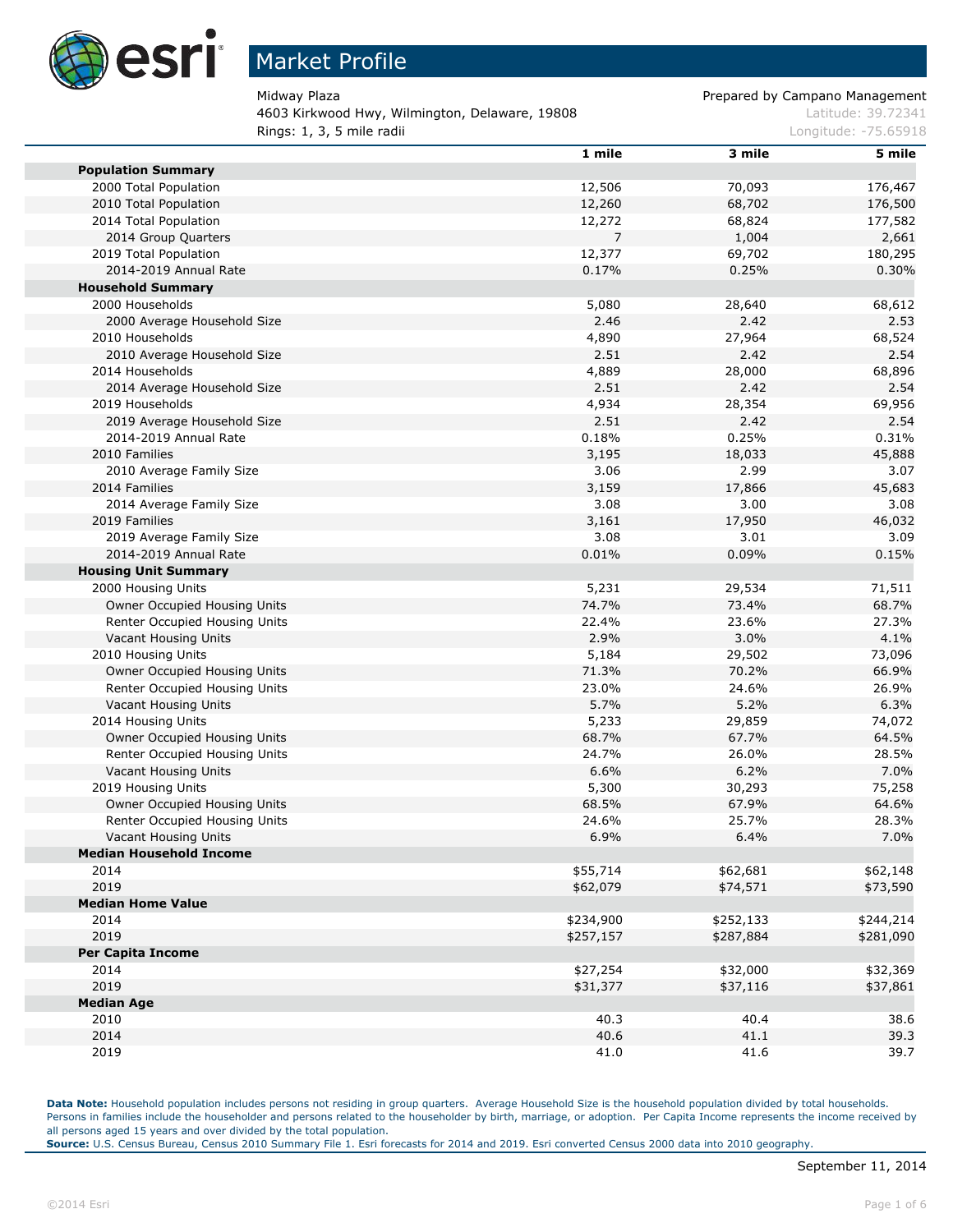# Market Profile

Midway Plaza
4603 Kirkwood Hwy, Wilmington, Delaware, 19808
Rings: 1, 3, 5 mile radii

Prepared by Campano Management
Latitude: 39.72341
Longitude: -75.65918

| | 1 mile | 3 mile | 5 mile |
|---|---|---|---|
| **Population Summary** | | | |
| 2000 Total Population | 12,506 | 70,093 | 176,467 |
| 2010 Total Population | 12,260 | 68,702 | 176,500 |
| 2014 Total Population | 12,272 | 68,824 | 177,582 |
| 2014 Group Quarters | 7 | 1,004 | 2,661 |
| 2019 Total Population | 12,377 | 69,702 | 180,295 |
| 2014-2019 Annual Rate | 0.17% | 0.25% | 0.30% |
| **Household Summary** | | | |
| 2000 Households | 5,080 | 28,640 | 68,612 |
| 2000 Average Household Size | 2.46 | 2.42 | 2.53 |
| 2010 Households | 4,890 | 27,964 | 68,524 |
| 2010 Average Household Size | 2.51 | 2.42 | 2.54 |
| 2014 Households | 4,889 | 28,000 | 68,896 |
| 2014 Average Household Size | 2.51 | 2.42 | 2.54 |
| 2019 Households | 4,934 | 28,354 | 69,956 |
| 2019 Average Household Size | 2.51 | 2.42 | 2.54 |
| 2014-2019 Annual Rate | 0.18% | 0.25% | 0.31% |
| 2010 Families | 3,195 | 18,033 | 45,888 |
| 2010 Average Family Size | 3.06 | 2.99 | 3.07 |
| 2014 Families | 3,159 | 17,866 | 45,683 |
| 2014 Average Family Size | 3.08 | 3.00 | 3.08 |
| 2019 Families | 3,161 | 17,950 | 46,032 |
| 2019 Average Family Size | 3.08 | 3.01 | 3.09 |
| 2014-2019 Annual Rate | 0.01% | 0.09% | 0.15% |
| **Housing Unit Summary** | | | |
| 2000 Housing Units | 5,231 | 29,534 | 71,511 |
| Owner Occupied Housing Units | 74.7% | 73.4% | 68.7% |
| Renter Occupied Housing Units | 22.4% | 23.6% | 27.3% |
| Vacant Housing Units | 2.9% | 3.0% | 4.1% |
| 2010 Housing Units | 5,184 | 29,502 | 73,096 |
| Owner Occupied Housing Units | 71.3% | 70.2% | 66.9% |
| Renter Occupied Housing Units | 23.0% | 24.6% | 26.9% |
| Vacant Housing Units | 5.7% | 5.2% | 6.3% |
| 2014 Housing Units | 5,233 | 29,859 | 74,072 |
| Owner Occupied Housing Units | 68.7% | 67.7% | 64.5% |
| Renter Occupied Housing Units | 24.7% | 26.0% | 28.5% |
| Vacant Housing Units | 6.6% | 6.2% | 7.0% |
| 2019 Housing Units | 5,300 | 30,293 | 75,258 |
| Owner Occupied Housing Units | 68.5% | 67.9% | 64.6% |
| Renter Occupied Housing Units | 24.6% | 25.7% | 28.3% |
| Vacant Housing Units | 6.9% | 6.4% | 7.0% |
| **Median Household Income** | | | |
| 2014 | $55,714 | $62,681 | $62,148 |
| 2019 | $62,079 | $74,571 | $73,590 |
| **Median Home Value** | | | |
| 2014 | $234,900 | $252,133 | $244,214 |
| 2019 | $257,157 | $287,884 | $281,090 |
| **Per Capita Income** | | | |
| 2014 | $27,254 | $32,000 | $32,369 |
| 2019 | $31,377 | $37,116 | $37,861 |
| **Median Age** | | | |
| 2010 | 40.3 | 40.4 | 38.6 |
| 2014 | 40.6 | 41.1 | 39.3 |
| 2019 | 41.0 | 41.6 | 39.7 |

**Data Note:** Household population includes persons not residing in group quarters. Average Household Size is the household population divided by total households. Persons in families include the householder and persons related to the householder by birth, marriage, or adoption. Per Capita Income represents the income received by all persons aged 15 years and over divided by the total population.
**Source:** U.S. Census Bureau, Census 2010 Summary File 1. Esri forecasts for 2014 and 2019. Esri converted Census 2000 data into 2010 geography.

September 11, 2014

©2014 Esri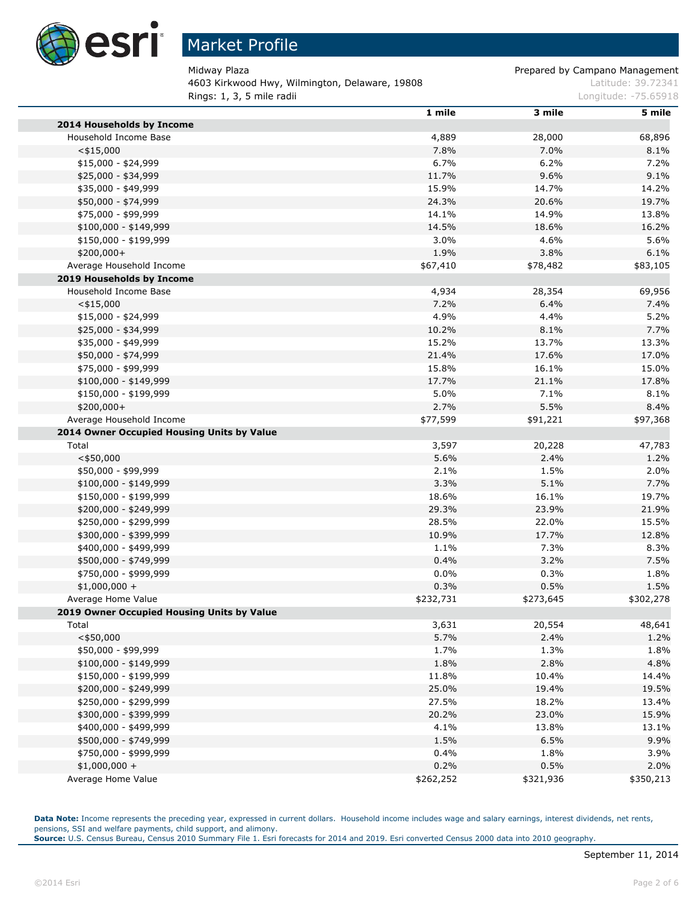# Market Profile

Midway Plaza
4603 Kirkwood Hwy, Wilmington, Delaware, 19808
Rings: 1, 3, 5 mile radii

Prepared by Campano Management
Latitude: 39.72341
Longitude: -75.65918

| | 1 mile | 3 mile | 5 mile |
|---|---|---|---|
| **2014 Households by Income** | | | |
| Household Income Base | 4,889 | 28,000 | 68,896 |
| <$15,000 | 7.8% | 7.0% | 8.1% |
| $15,000 - $24,999 | 6.7% | 6.2% | 7.2% |
| $25,000 - $34,999 | 11.7% | 9.6% | 9.1% |
| $35,000 - $49,999 | 15.9% | 14.7% | 14.2% |
| $50,000 - $74,999 | 24.3% | 20.6% | 19.7% |
| $75,000 - $99,999 | 14.1% | 14.9% | 13.8% |
| $100,000 - $149,999 | 14.5% | 18.6% | 16.2% |
| $150,000 - $199,999 | 3.0% | 4.6% | 5.6% |
| $200,000+ | 1.9% | 3.8% | 6.1% |
| Average Household Income | $67,410 | $78,482 | $83,105 |
| **2019 Households by Income** | | | |
| Household Income Base | 4,934 | 28,354 | 69,956 |
| <$15,000 | 7.2% | 6.4% | 7.4% |
| $15,000 - $24,999 | 4.9% | 4.4% | 5.2% |
| $25,000 - $34,999 | 10.2% | 8.1% | 7.7% |
| $35,000 - $49,999 | 15.2% | 13.7% | 13.3% |
| $50,000 - $74,999 | 21.4% | 17.6% | 17.0% |
| $75,000 - $99,999 | 15.8% | 16.1% | 15.0% |
| $100,000 - $149,999 | 17.7% | 21.1% | 17.8% |
| $150,000 - $199,999 | 5.0% | 7.1% | 8.1% |
| $200,000+ | 2.7% | 5.5% | 8.4% |
| Average Household Income | $77,599 | $91,221 | $97,368 |
| **2014 Owner Occupied Housing Units by Value** | | | |
| Total | 3,597 | 20,228 | 47,783 |
| <$50,000 | 5.6% | 2.4% | 1.2% |
| $50,000 - $99,999 | 2.1% | 1.5% | 2.0% |
| $100,000 - $149,999 | 3.3% | 5.1% | 7.7% |
| $150,000 - $199,999 | 18.6% | 16.1% | 19.7% |
| $200,000 - $249,999 | 29.3% | 23.9% | 21.9% |
| $250,000 - $299,999 | 28.5% | 22.0% | 15.5% |
| $300,000 - $399,999 | 10.9% | 17.7% | 12.8% |
| $400,000 - $499,999 | 1.1% | 7.3% | 8.3% |
| $500,000 - $749,999 | 0.4% | 3.2% | 7.5% |
| $750,000 - $999,999 | 0.0% | 0.3% | 1.8% |
| $1,000,000 + | 0.3% | 0.5% | 1.5% |
| Average Home Value | $232,731 | $273,645 | $302,278 |
| **2019 Owner Occupied Housing Units by Value** | | | |
| Total | 3,631 | 20,554 | 48,641 |
| <$50,000 | 5.7% | 2.4% | 1.2% |
| $50,000 - $99,999 | 1.7% | 1.3% | 1.8% |
| $100,000 - $149,999 | 1.8% | 2.8% | 4.8% |
| $150,000 - $199,999 | 11.8% | 10.4% | 14.4% |
| $200,000 - $249,999 | 25.0% | 19.4% | 19.5% |
| $250,000 - $299,999 | 27.5% | 18.2% | 13.4% |
| $300,000 - $399,999 | 20.2% | 23.0% | 15.9% |
| $400,000 - $499,999 | 4.1% | 13.8% | 13.1% |
| $500,000 - $749,999 | 1.5% | 6.5% | 9.9% |
| $750,000 - $999,999 | 0.4% | 1.8% | 3.9% |
| $1,000,000 + | 0.2% | 0.5% | 2.0% |
| Average Home Value | $262,252 | $321,936 | $350,213 |

**Data Note:** Income represents the preceding year, expressed in current dollars. Household income includes wage and salary earnings, interest dividends, net rents, pensions, SSI and welfare payments, child support, and alimony.
**Source:** U.S. Census Bureau, Census 2010 Summary File 1. Esri forecasts for 2014 and 2019. Esri converted Census 2000 data into 2010 geography.

September 11, 2014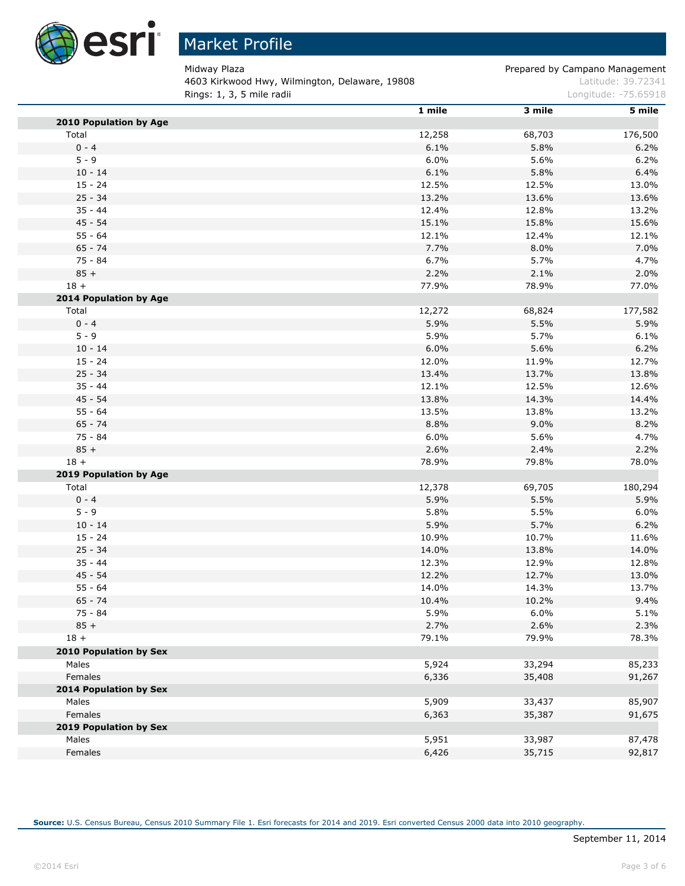# Market Profile

Midway Plaza
4603 Kirkwood Hwy, Wilmington, Delaware, 19808
Rings: 1, 3, 5 mile radii

Prepared by Campano Management
Latitude: 39.72341
Longitude: -75.65918

| | 1 mile | 3 mile | 5 mile |
|---|---|---|---|
| **2010 Population by Age** | | | |
| Total | 12,258 | 68,703 | 176,500 |
| 0 - 4 | 6.1% | 5.8% | 6.2% |
| 5 - 9 | 6.0% | 5.6% | 6.2% |
| 10 - 14 | 6.1% | 5.8% | 6.4% |
| 15 - 24 | 12.5% | 12.5% | 13.0% |
| 25 - 34 | 13.2% | 13.6% | 13.6% |
| 35 - 44 | 12.4% | 12.8% | 13.2% |
| 45 - 54 | 15.1% | 15.8% | 15.6% |
| 55 - 64 | 12.1% | 12.4% | 12.1% |
| 65 - 74 | 7.7% | 8.0% | 7.0% |
| 75 - 84 | 6.7% | 5.7% | 4.7% |
| 85 + | 2.2% | 2.1% | 2.0% |
| 18 + | 77.9% | 78.9% | 77.0% |
| **2014 Population by Age** | | | |
| Total | 12,272 | 68,824 | 177,582 |
| 0 - 4 | 5.9% | 5.5% | 5.9% |
| 5 - 9 | 5.9% | 5.7% | 6.1% |
| 10 - 14 | 6.0% | 5.6% | 6.2% |
| 15 - 24 | 12.0% | 11.9% | 12.7% |
| 25 - 34 | 13.4% | 13.7% | 13.8% |
| 35 - 44 | 12.1% | 12.5% | 12.6% |
| 45 - 54 | 13.8% | 14.3% | 14.4% |
| 55 - 64 | 13.5% | 13.8% | 13.2% |
| 65 - 74 | 8.8% | 9.0% | 8.2% |
| 75 - 84 | 6.0% | 5.6% | 4.7% |
| 85 + | 2.6% | 2.4% | 2.2% |
| 18 + | 78.9% | 79.8% | 78.0% |
| **2019 Population by Age** | | | |
| Total | 12,378 | 69,705 | 180,294 |
| 0 - 4 | 5.9% | 5.5% | 5.9% |
| 5 - 9 | 5.8% | 5.5% | 6.0% |
| 10 - 14 | 5.9% | 5.7% | 6.2% |
| 15 - 24 | 10.9% | 10.7% | 11.6% |
| 25 - 34 | 14.0% | 13.8% | 14.0% |
| 35 - 44 | 12.3% | 12.9% | 12.8% |
| 45 - 54 | 12.2% | 12.7% | 13.0% |
| 55 - 64 | 14.0% | 14.3% | 13.7% |
| 65 - 74 | 10.4% | 10.2% | 9.4% |
| 75 - 84 | 5.9% | 6.0% | 5.1% |
| 85 + | 2.7% | 2.6% | 2.3% |
| 18 + | 79.1% | 79.9% | 78.3% |
| **2010 Population by Sex** | | | |
| Males | 5,924 | 33,294 | 85,233 |
| Females | 6,336 | 35,408 | 91,267 |
| **2014 Population by Sex** | | | |
| Males | 5,909 | 33,437 | 85,907 |
| Females | 6,363 | 35,387 | 91,675 |
| **2019 Population by Sex** | | | |
| Males | 5,951 | 33,987 | 87,478 |
| Females | 6,426 | 35,715 | 92,817 |

**Source:** U.S. Census Bureau, Census 2010 Summary File 1. Esri forecasts for 2014 and 2019. Esri converted Census 2000 data into 2010 geography.

September 11, 2014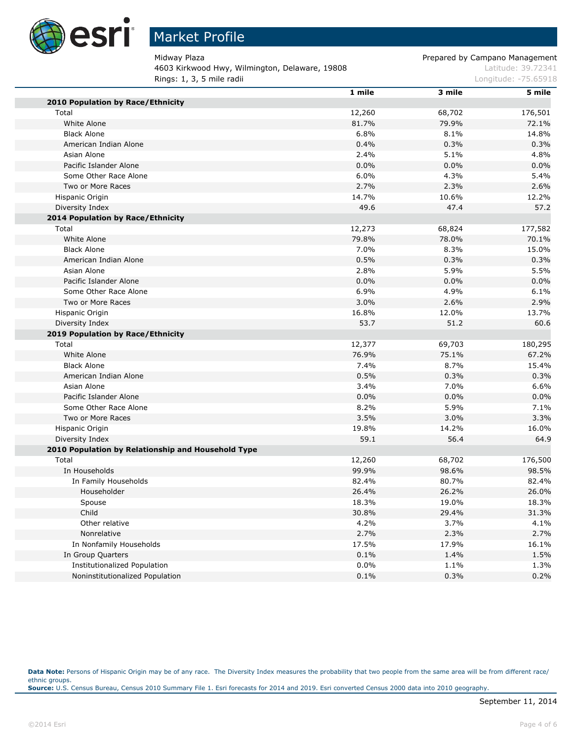# Market Profile

Midway Plaza
4603 Kirkwood Hwy, Wilmington, Delaware, 19808
Rings: 1, 3, 5 mile radii

Prepared by Campano Management
Latitude: 39.72341
Longitude: -75.65918

| | 1 mile | 3 mile | 5 mile |
|---|---|---|---|
| **2010 Population by Race/Ethnicity** | | | |
| Total | 12,260 | 68,702 | 176,501 |
| White Alone | 81.7% | 79.9% | 72.1% |
| Black Alone | 6.8% | 8.1% | 14.8% |
| American Indian Alone | 0.4% | 0.3% | 0.3% |
| Asian Alone | 2.4% | 5.1% | 4.8% |
| Pacific Islander Alone | 0.0% | 0.0% | 0.0% |
| Some Other Race Alone | 6.0% | 4.3% | 5.4% |
| Two or More Races | 2.7% | 2.3% | 2.6% |
| Hispanic Origin | 14.7% | 10.6% | 12.2% |
| Diversity Index | 49.6 | 47.4 | 57.2 |
| **2014 Population by Race/Ethnicity** | | | |
| Total | 12,273 | 68,824 | 177,582 |
| White Alone | 79.8% | 78.0% | 70.1% |
| Black Alone | 7.0% | 8.3% | 15.0% |
| American Indian Alone | 0.5% | 0.3% | 0.3% |
| Asian Alone | 2.8% | 5.9% | 5.5% |
| Pacific Islander Alone | 0.0% | 0.0% | 0.0% |
| Some Other Race Alone | 6.9% | 4.9% | 6.1% |
| Two or More Races | 3.0% | 2.6% | 2.9% |
| Hispanic Origin | 16.8% | 12.0% | 13.7% |
| Diversity Index | 53.7 | 51.2 | 60.6 |
| **2019 Population by Race/Ethnicity** | | | |
| Total | 12,377 | 69,703 | 180,295 |
| White Alone | 76.9% | 75.1% | 67.2% |
| Black Alone | 7.4% | 8.7% | 15.4% |
| American Indian Alone | 0.5% | 0.3% | 0.3% |
| Asian Alone | 3.4% | 7.0% | 6.6% |
| Pacific Islander Alone | 0.0% | 0.0% | 0.0% |
| Some Other Race Alone | 8.2% | 5.9% | 7.1% |
| Two or More Races | 3.5% | 3.0% | 3.3% |
| Hispanic Origin | 19.8% | 14.2% | 16.0% |
| Diversity Index | 59.1 | 56.4 | 64.9 |
| **2010 Population by Relationship and Household Type** | | | |
| Total | 12,260 | 68,702 | 176,500 |
| In Households | 99.9% | 98.6% | 98.5% |
| In Family Households | 82.4% | 80.7% | 82.4% |
| Householder | 26.4% | 26.2% | 26.0% |
| Spouse | 18.3% | 19.0% | 18.3% |
| Child | 30.8% | 29.4% | 31.3% |
| Other relative | 4.2% | 3.7% | 4.1% |
| Nonrelative | 2.7% | 2.3% | 2.7% |
| In Nonfamily Households | 17.5% | 17.9% | 16.1% |
| In Group Quarters | 0.1% | 1.4% | 1.5% |
| Institutionalized Population | 0.0% | 1.1% | 1.3% |
| Noninstitutionalized Population | 0.1% | 0.3% | 0.2% |

**Data Note:** Persons of Hispanic Origin may be of any race. The Diversity Index measures the probability that two people from the same area will be from different race/ethnic groups.
**Source:** U.S. Census Bureau, Census 2010 Summary File 1. Esri forecasts for 2014 and 2019. Esri converted Census 2000 data into 2010 geography.

September 11, 2014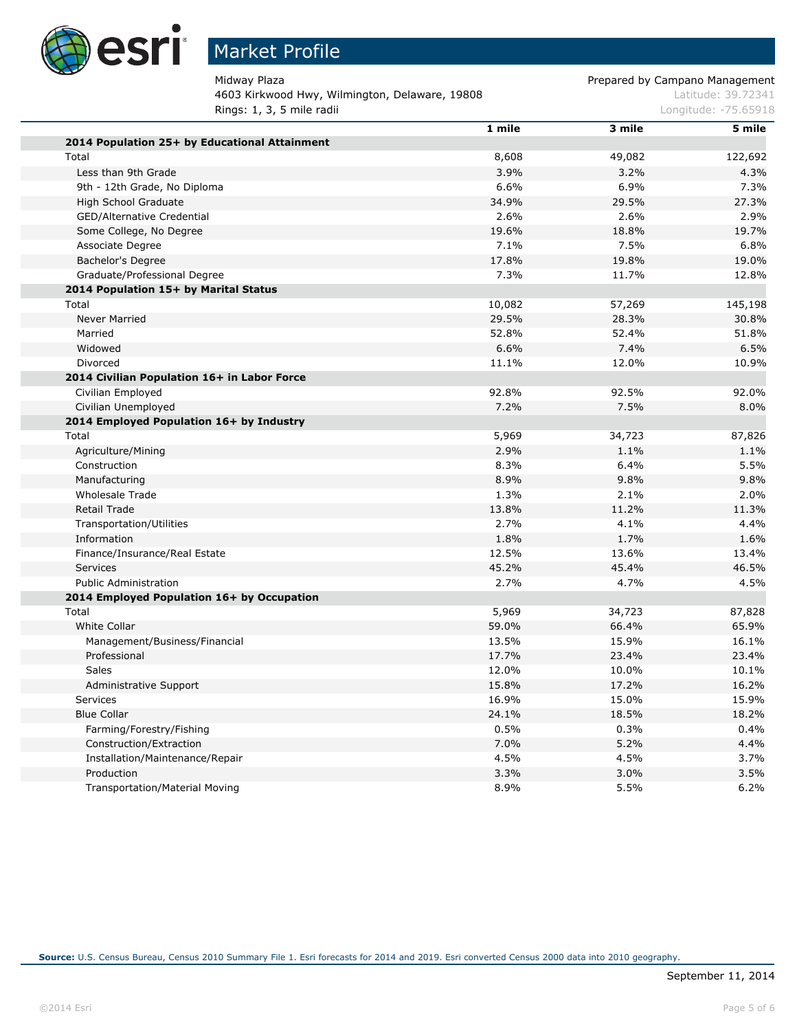# Market Profile

Midway Plaza
4603 Kirkwood Hwy, Wilmington, Delaware, 19808
Rings: 1, 3, 5 mile radii

Prepared by Campano Management
Latitude: 39.72341
Longitude: -75.65918

| | 1 mile | 3 mile | 5 mile |
|---|---|---|---|
| **2014 Population 25+ by Educational Attainment** | | | |
| Total | 8,608 | 49,082 | 122,692 |
| Less than 9th Grade | 3.9% | 3.2% | 4.3% |
| 9th - 12th Grade, No Diploma | 6.6% | 6.9% | 7.3% |
| High School Graduate | 34.9% | 29.5% | 27.3% |
| GED/Alternative Credential | 2.6% | 2.6% | 2.9% |
| Some College, No Degree | 19.6% | 18.8% | 19.7% |
| Associate Degree | 7.1% | 7.5% | 6.8% |
| Bachelor's Degree | 17.8% | 19.8% | 19.0% |
| Graduate/Professional Degree | 7.3% | 11.7% | 12.8% |
| **2014 Population 15+ by Marital Status** | | | |
| Total | 10,082 | 57,269 | 145,198 |
| Never Married | 29.5% | 28.3% | 30.8% |
| Married | 52.8% | 52.4% | 51.8% |
| Widowed | 6.6% | 7.4% | 6.5% |
| Divorced | 11.1% | 12.0% | 10.9% |
| **2014 Civilian Population 16+ in Labor Force** | | | |
| Civilian Employed | 92.8% | 92.5% | 92.0% |
| Civilian Unemployed | 7.2% | 7.5% | 8.0% |
| **2014 Employed Population 16+ by Industry** | | | |
| Total | 5,969 | 34,723 | 87,826 |
| Agriculture/Mining | 2.9% | 1.1% | 1.1% |
| Construction | 8.3% | 6.4% | 5.5% |
| Manufacturing | 8.9% | 9.8% | 9.8% |
| Wholesale Trade | 1.3% | 2.1% | 2.0% |
| Retail Trade | 13.8% | 11.2% | 11.3% |
| Transportation/Utilities | 2.7% | 4.1% | 4.4% |
| Information | 1.8% | 1.7% | 1.6% |
| Finance/Insurance/Real Estate | 12.5% | 13.6% | 13.4% |
| Services | 45.2% | 45.4% | 46.5% |
| Public Administration | 2.7% | 4.7% | 4.5% |
| **2014 Employed Population 16+ by Occupation** | | | |
| Total | 5,969 | 34,723 | 87,828 |
| White Collar | 59.0% | 66.4% | 65.9% |
| Management/Business/Financial | 13.5% | 15.9% | 16.1% |
| Professional | 17.7% | 23.4% | 23.4% |
| Sales | 12.0% | 10.0% | 10.1% |
| Administrative Support | 15.8% | 17.2% | 16.2% |
| Services | 16.9% | 15.0% | 15.9% |
| Blue Collar | 24.1% | 18.5% | 18.2% |
| Farming/Forestry/Fishing | 0.5% | 0.3% | 0.4% |
| Construction/Extraction | 7.0% | 5.2% | 4.4% |
| Installation/Maintenance/Repair | 4.5% | 4.5% | 3.7% |
| Production | 3.3% | 3.0% | 3.5% |
| Transportation/Material Moving | 8.9% | 5.5% | 6.2% |

**Source:** U.S. Census Bureau, Census 2010 Summary File 1. Esri forecasts for 2014 and 2019. Esri converted Census 2000 data into 2010 geography.

September 11, 2014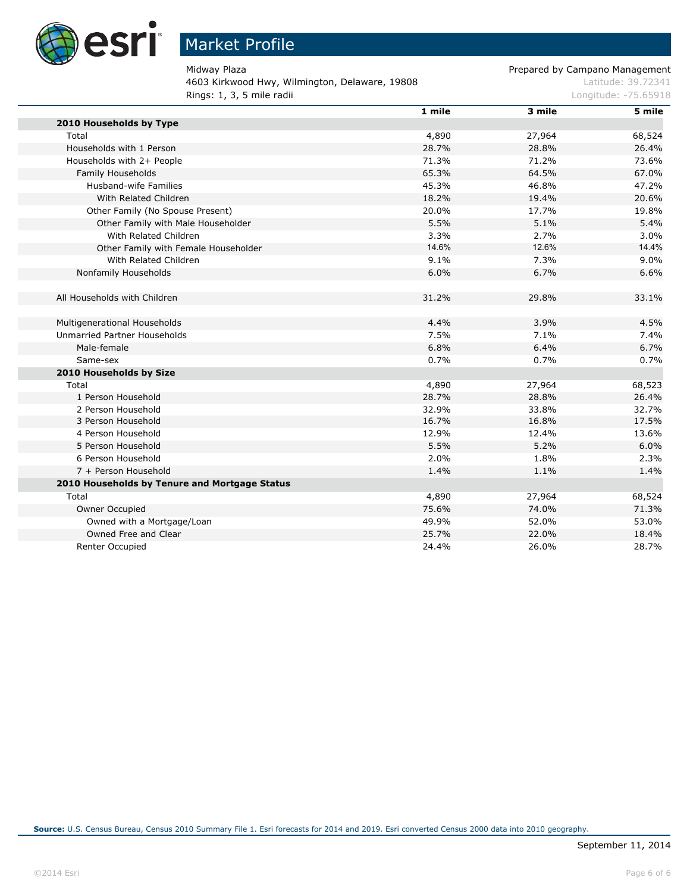# Market Profile

Midway Plaza
4603 Kirkwood Hwy, Wilmington, Delaware, 19808
Rings: 1, 3, 5 mile radii

Prepared by Campano Management
Latitude: 39.72341
Longitude: -75.65918

| | 1 mile | 3 mile | 5 mile |
|---|---|---|---|
| **2010 Households by Type** | | | |
| Total | 4,890 | 27,964 | 68,524 |
| Households with 1 Person | 28.7% | 28.8% | 26.4% |
| Households with 2+ People | 71.3% | 71.2% | 73.6% |
| Family Households | 65.3% | 64.5% | 67.0% |
| Husband-wife Families | 45.3% | 46.8% | 47.2% |
| With Related Children | 18.2% | 19.4% | 20.6% |
| Other Family (No Spouse Present) | 20.0% | 17.7% | 19.8% |
| Other Family with Male Householder | 5.5% | 5.1% | 5.4% |
| With Related Children | 3.3% | 2.7% | 3.0% |
| Other Family with Female Householder | 14.6% | 12.6% | 14.4% |
| With Related Children | 9.1% | 7.3% | 9.0% |
| Nonfamily Households | 6.0% | 6.7% | 6.6% |
| | | | |
| All Households with Children | 31.2% | 29.8% | 33.1% |
| | | | |
| Multigenerational Households | 4.4% | 3.9% | 4.5% |
| Unmarried Partner Households | 7.5% | 7.1% | 7.4% |
| Male-female | 6.8% | 6.4% | 6.7% |
| Same-sex | 0.7% | 0.7% | 0.7% |
| **2010 Households by Size** | | | |
| Total | 4,890 | 27,964 | 68,523 |
| 1 Person Household | 28.7% | 28.8% | 26.4% |
| 2 Person Household | 32.9% | 33.8% | 32.7% |
| 3 Person Household | 16.7% | 16.8% | 17.5% |
| 4 Person Household | 12.9% | 12.4% | 13.6% |
| 5 Person Household | 5.5% | 5.2% | 6.0% |
| 6 Person Household | 2.0% | 1.8% | 2.3% |
| 7 + Person Household | 1.4% | 1.1% | 1.4% |
| **2010 Households by Tenure and Mortgage Status** | | | |
| Total | 4,890 | 27,964 | 68,524 |
| Owner Occupied | 75.6% | 74.0% | 71.3% |
| Owned with a Mortgage/Loan | 49.9% | 52.0% | 53.0% |
| Owned Free and Clear | 25.7% | 22.0% | 18.4% |
| Renter Occupied | 24.4% | 26.0% | 28.7% |

**Source:** U.S. Census Bureau, Census 2010 Summary File 1. Esri forecasts for 2014 and 2019. Esri converted Census 2000 data into 2010 geography.

September 11, 2014